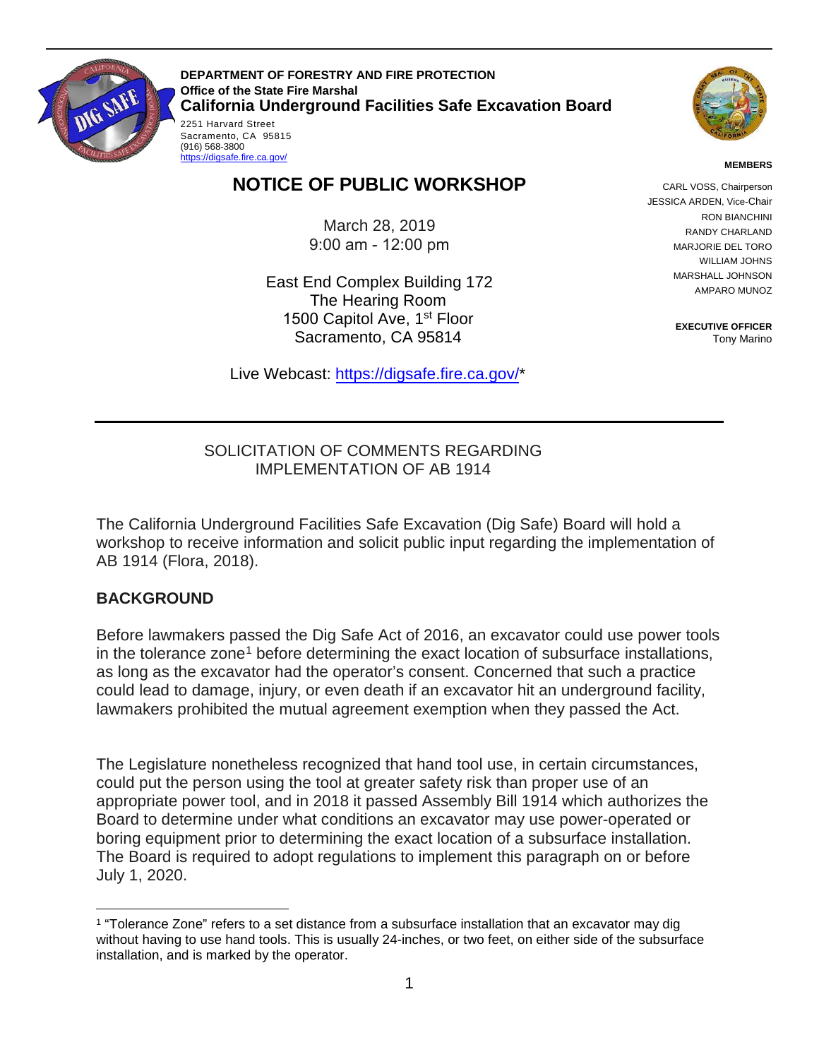**DEPARTMENT OF FORESTRY AND FIRE PROTECTION**
**Office of the State Fire Marshal**
**California Underground Facilities Safe Excavation Board**

2251 Harvard Street
Sacramento, CA 95815
(916) 568-3800
https://digsafe.fire.ca.gov/

**MEMBERS**

CARL VOSS, Chairperson
JESSICA ARDEN, Vice-Chair
RON BIANCHINI
RANDY CHARLAND
MARJORIE DEL TORO
WILLIAM JOHNS
MARSHALL JOHNSON
AMPARO MUNOZ

**EXECUTIVE OFFICER**
Tony Marino

# NOTICE OF PUBLIC WORKSHOP

March 28, 2019
9:00 am - 12:00 pm

East End Complex Building 172
The Hearing Room
1500 Capitol Ave, 1st Floor
Sacramento, CA 95814

Live Webcast: https://digsafe.fire.ca.gov/*

---

SOLICITATION OF COMMENTS REGARDING IMPLEMENTATION OF AB 1914

The California Underground Facilities Safe Excavation (Dig Safe) Board will hold a workshop to receive information and solicit public input regarding the implementation of AB 1914 (Flora, 2018).

## BACKGROUND

Before lawmakers passed the Dig Safe Act of 2016, an excavator could use power tools in the tolerance zone[1] before determining the exact location of subsurface installations, as long as the excavator had the operator's consent. Concerned that such a practice could lead to damage, injury, or even death if an excavator hit an underground facility, lawmakers prohibited the mutual agreement exemption when they passed the Act.

The Legislature nonetheless recognized that hand tool use, in certain circumstances, could put the person using the tool at greater safety risk than proper use of an appropriate power tool, and in 2018 it passed Assembly Bill 1914 which authorizes the Board to determine under what conditions an excavator may use power-operated or boring equipment prior to determining the exact location of a subsurface installation. The Board is required to adopt regulations to implement this paragraph on or before July 1, 2020.

---

[1] "Tolerance Zone" refers to a set distance from a subsurface installation that an excavator may dig without having to use hand tools. This is usually 24-inches, or two feet, on either side of the subsurface installation, and is marked by the operator.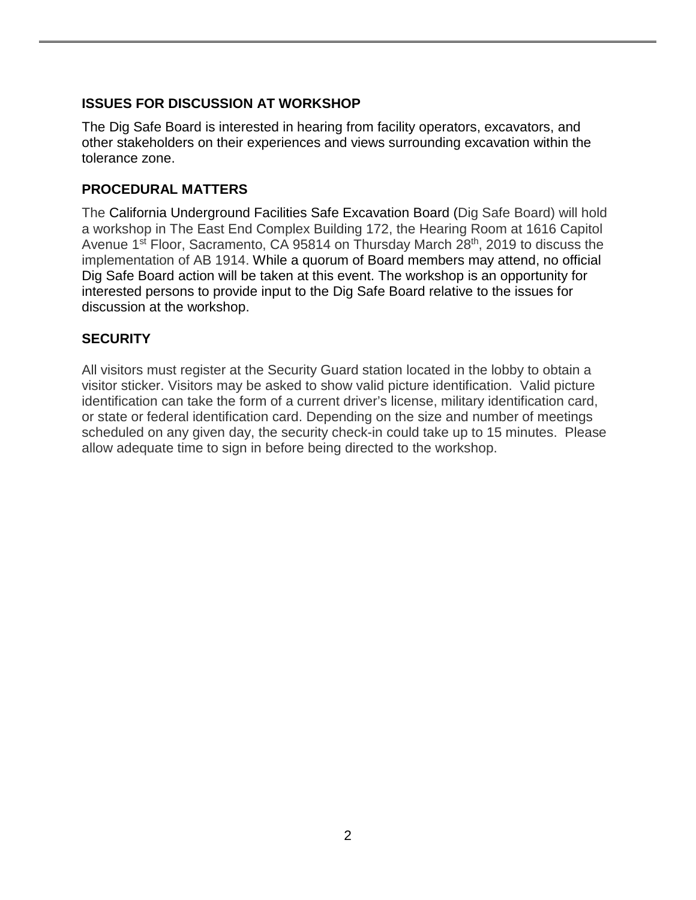## ISSUES FOR DISCUSSION AT WORKSHOP

The Dig Safe Board is interested in hearing from facility operators, excavators, and other stakeholders on their experiences and views surrounding excavation within the tolerance zone.

## PROCEDURAL MATTERS

The California Underground Facilities Safe Excavation Board (Dig Safe Board) will hold a workshop in The East End Complex Building 172, the Hearing Room at 1616 Capitol Avenue 1st Floor, Sacramento, CA 95814 on Thursday March 28th, 2019 to discuss the implementation of AB 1914. While a quorum of Board members may attend, no official Dig Safe Board action will be taken at this event. The workshop is an opportunity for interested persons to provide input to the Dig Safe Board relative to the issues for discussion at the workshop.

## SECURITY

All visitors must register at the Security Guard station located in the lobby to obtain a visitor sticker. Visitors may be asked to show valid picture identification. Valid picture identification can take the form of a current driver's license, military identification card, or state or federal identification card. Depending on the size and number of meetings scheduled on any given day, the security check-in could take up to 15 minutes. Please allow adequate time to sign in before being directed to the workshop.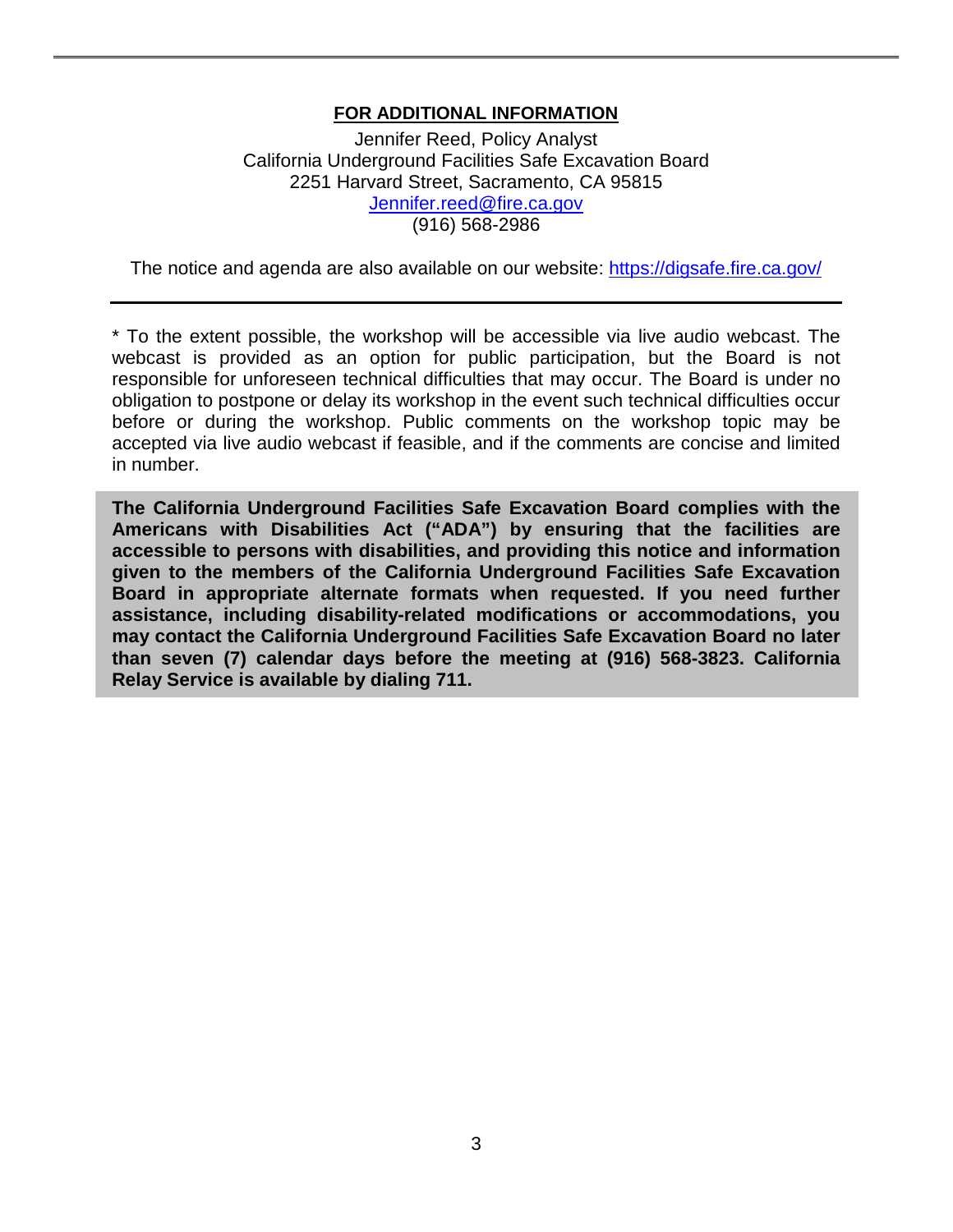## FOR ADDITIONAL INFORMATION

Jennifer Reed, Policy Analyst
California Underground Facilities Safe Excavation Board
2251 Harvard Street, Sacramento, CA 95815
Jennifer.reed@fire.ca.gov
(916) 568-2986

The notice and agenda are also available on our website: https://digsafe.fire.ca.gov/

---

* To the extent possible, the workshop will be accessible via live audio webcast. The webcast is provided as an option for public participation, but the Board is not responsible for unforeseen technical difficulties that may occur. The Board is under no obligation to postpone or delay its workshop in the event such technical difficulties occur before or during the workshop. Public comments on the workshop topic may be accepted via live audio webcast if feasible, and if the comments are concise and limited in number.

**The California Underground Facilities Safe Excavation Board complies with the Americans with Disabilities Act ("ADA") by ensuring that the facilities are accessible to persons with disabilities, and providing this notice and information given to the members of the California Underground Facilities Safe Excavation Board in appropriate alternate formats when requested. If you need further assistance, including disability-related modifications or accommodations, you may contact the California Underground Facilities Safe Excavation Board no later than seven (7) calendar days before the meeting at (916) 568-3823. California Relay Service is available by dialing 711.**